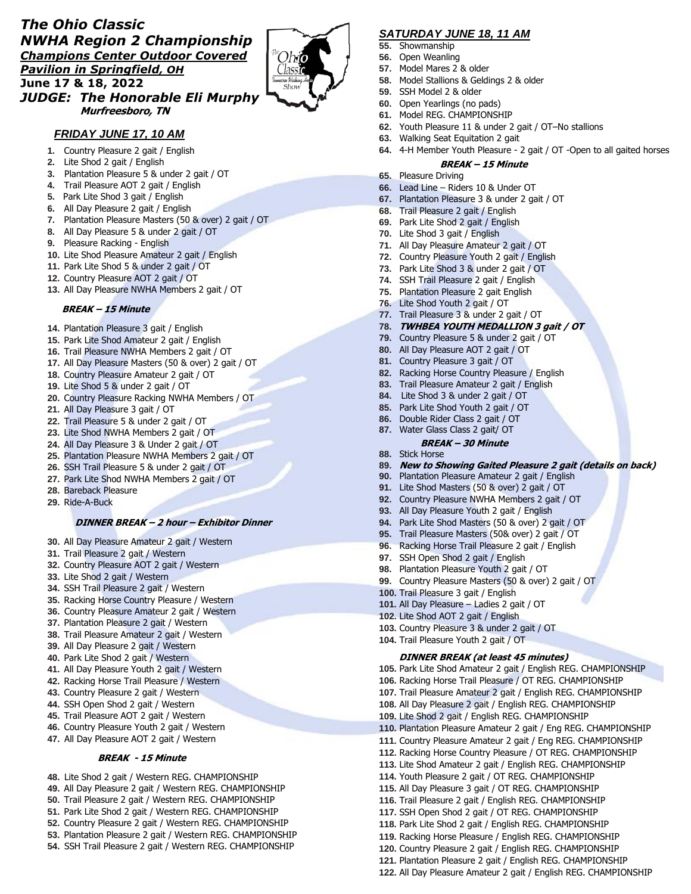# The Ohio Classic
## NWHA Region 2 Championship

***Champions Center Outdoor Covered Pavilion in Springfield, OH***

**June 17 & 18, 2022**

***JUDGE: The Honorable Eli Murphy***
***Murfreesboro, TN***

### *FRIDAY JUNE 17, 10 AM*

1. Country Pleasure 2 gait / English
2. Lite Shod 2 gait / English
3. Plantation Pleasure 5 & under 2 gait / OT
4. Trail Pleasure AOT 2 gait / English
5. Park Lite Shod 3 gait / English
6. All Day Pleasure 2 gait / English
7. Plantation Pleasure Masters (50 & over) 2 gait / OT
8. All Day Pleasure 5 & under 2 gait / OT
9. Pleasure Racking - English
10. Lite Shod Pleasure Amateur 2 gait / English
11. Park Lite Shod 5 & under 2 gait / OT
12. Country Pleasure AOT 2 gait / OT
13. All Day Pleasure NWHA Members 2 gait / OT

***BREAK – 15 Minute***

14. Plantation Pleasure 3 gait / English
15. Park Lite Shod Amateur 2 gait / English
16. Trail Pleasure NWHA Members 2 gait / OT
17. All Day Pleasure Masters (50 & over) 2 gait / OT
18. Country Pleasure Amateur 2 gait / OT
19. Lite Shod 5 & under 2 gait / OT
20. Country Pleasure Racking NWHA Members / OT
21. All Day Pleasure 3 gait / OT
22. Trail Pleasure 5 & under 2 gait / OT
23. Lite Shod NWHA Members 2 gait / OT
24. All Day Pleasure 3 & Under 2 gait / OT
25. Plantation Pleasure NWHA Members 2 gait / OT
26. SSH Trail Pleasure 5 & under 2 gait / OT
27. Park Lite Shod NWHA Members 2 gait / OT
28. Bareback Pleasure
29. Ride-A-Buck

***DINNER BREAK – 2 hour – Exhibitor Dinner***

30. All Day Pleasure Amateur 2 gait / Western
31. Trail Pleasure 2 gait / Western
32. Country Pleasure AOT 2 gait / Western
33. Lite Shod 2 gait / Western
34. SSH Trail Pleasure 2 gait / Western
35. Racking Horse Country Pleasure / Western
36. Country Pleasure Amateur 2 gait / Western
37. Plantation Pleasure 2 gait / Western
38. Trail Pleasure Amateur 2 gait / Western
39. All Day Pleasure 2 gait / Western
40. Park Lite Shod 2 gait / Western
41. All Day Pleasure Youth 2 gait / Western
42. Racking Horse Trail Pleasure / Western
43. Country Pleasure 2 gait / Western
44. SSH Open Shod 2 gait / Western
45. Trail Pleasure AOT 2 gait / Western
46. Country Pleasure Youth 2 gait / Western
47. All Day Pleasure AOT 2 gait / Western

***BREAK - 15 Minute***

48. Lite Shod 2 gait / Western REG. CHAMPIONSHIP
49. All Day Pleasure 2 gait / Western REG. CHAMPIONSHIP
50. Trail Pleasure 2 gait / Western REG. CHAMPIONSHIP
51. Park Lite Shod 2 gait / Western REG. CHAMPIONSHIP
52. Country Pleasure 2 gait / Western REG. CHAMPIONSHIP
53. Plantation Pleasure 2 gait / Western REG. CHAMPIONSHIP
54. SSH Trail Pleasure 2 gait / Western REG. CHAMPIONSHIP

### *SATURDAY JUNE 18, 11 AM*

55. Showmanship
56. Open Weanling
57. Model Mares 2 & older
58. Model Stallions & Geldings 2 & older
59. SSH Model 2 & older
60. Open Yearlings (no pads)
61. Model REG. CHAMPIONSHIP
62. Youth Pleasure 11 & under 2 gait / OT–No stallions
63. Walking Seat Equitation 2 gait
64. 4-H Member Youth Pleasure - 2 gait / OT -Open to all gaited horses

***BREAK – 15 Minute***

65. Pleasure Driving
66. Lead Line – Riders 10 & Under OT
67. Plantation Pleasure 3 & under 2 gait / OT
68. Trail Pleasure 2 gait / English
69. Park Lite Shod 2 gait / English
70. Lite Shod 3 gait / English
71. All Day Pleasure Amateur 2 gait / OT
72. Country Pleasure Youth 2 gait / English
73. Park Lite Shod 3 & under 2 gait / OT
74. SSH Trail Pleasure 2 gait / English
75. Plantation Pleasure 2 gait English
76. Lite Shod Youth 2 gait / OT
77. Trail Pleasure 3 & under 2 gait / OT
78. ***TWHBEA YOUTH MEDALLION 3 gait / OT***
79. Country Pleasure 5 & under 2 gait / OT
80. All Day Pleasure AOT 2 gait / OT
81. Country Pleasure 3 gait / OT
82. Racking Horse Country Pleasure / English
83. Trail Pleasure Amateur 2 gait / English
84. Lite Shod 3 & under 2 gait / OT
85. Park Lite Shod Youth 2 gait / OT
86. Double Rider Class 2 gait / OT
87. Water Glass Class 2 gait/ OT

***BREAK – 30 Minute***

88. Stick Horse
89. ***New to Showing Gaited Pleasure 2 gait (details on back)***
90. Plantation Pleasure Amateur 2 gait / English
91. Lite Shod Masters (50 & over) 2 gait / OT
92. Country Pleasure NWHA Members 2 gait / OT
93. All Day Pleasure Youth 2 gait / English
94. Park Lite Shod Masters (50 & over) 2 gait / OT
95. Trail Pleasure Masters (50& over) 2 gait / OT
96. Racking Horse Trail Pleasure 2 gait / English
97. SSH Open Shod 2 gait / English
98. Plantation Pleasure Youth 2 gait / OT
99. Country Pleasure Masters (50 & over) 2 gait / OT
100. Trail Pleasure 3 gait / English
101. All Day Pleasure – Ladies 2 gait / OT
102. Lite Shod AOT 2 gait / English
103. Country Pleasure 3 & under 2 gait / OT
104. Trail Pleasure Youth 2 gait / OT

***DINNER BREAK (at least 45 minutes)***

105. Park Lite Shod Amateur 2 gait / English REG. CHAMPIONSHIP
106. Racking Horse Trail Pleasure / OT REG. CHAMPIONSHIP
107. Trail Pleasure Amateur 2 gait / English REG. CHAMPIONSHIP
108. All Day Pleasure 2 gait / English REG. CHAMPIONSHIP
109. Lite Shod 2 gait / English REG. CHAMPIONSHIP
110. Plantation Pleasure Amateur 2 gait / Eng REG. CHAMPIONSHIP
111. Country Pleasure Amateur 2 gait / Eng REG. CHAMPIONSHIP
112. Racking Horse Country Pleasure / OT REG. CHAMPIONSHIP
113. Lite Shod Amateur 2 gait / English REG. CHAMPIONSHIP
114. Youth Pleasure 2 gait / OT REG. CHAMPIONSHIP
115. All Day Pleasure 3 gait / OT REG. CHAMPIONSHIP
116. Trail Pleasure 2 gait / English REG. CHAMPIONSHIP
117. SSH Open Shod 2 gait / OT REG. CHAMPIONSHIP
118. Park Lite Shod 2 gait / English REG. CHAMPIONSHIP
119. Racking Horse Pleasure / English REG. CHAMPIONSHIP
120. Country Pleasure 2 gait / English REG. CHAMPIONSHIP
121. Plantation Pleasure 2 gait / English REG. CHAMPIONSHIP
122. All Day Pleasure Amateur 2 gait / English REG. CHAMPIONSHIP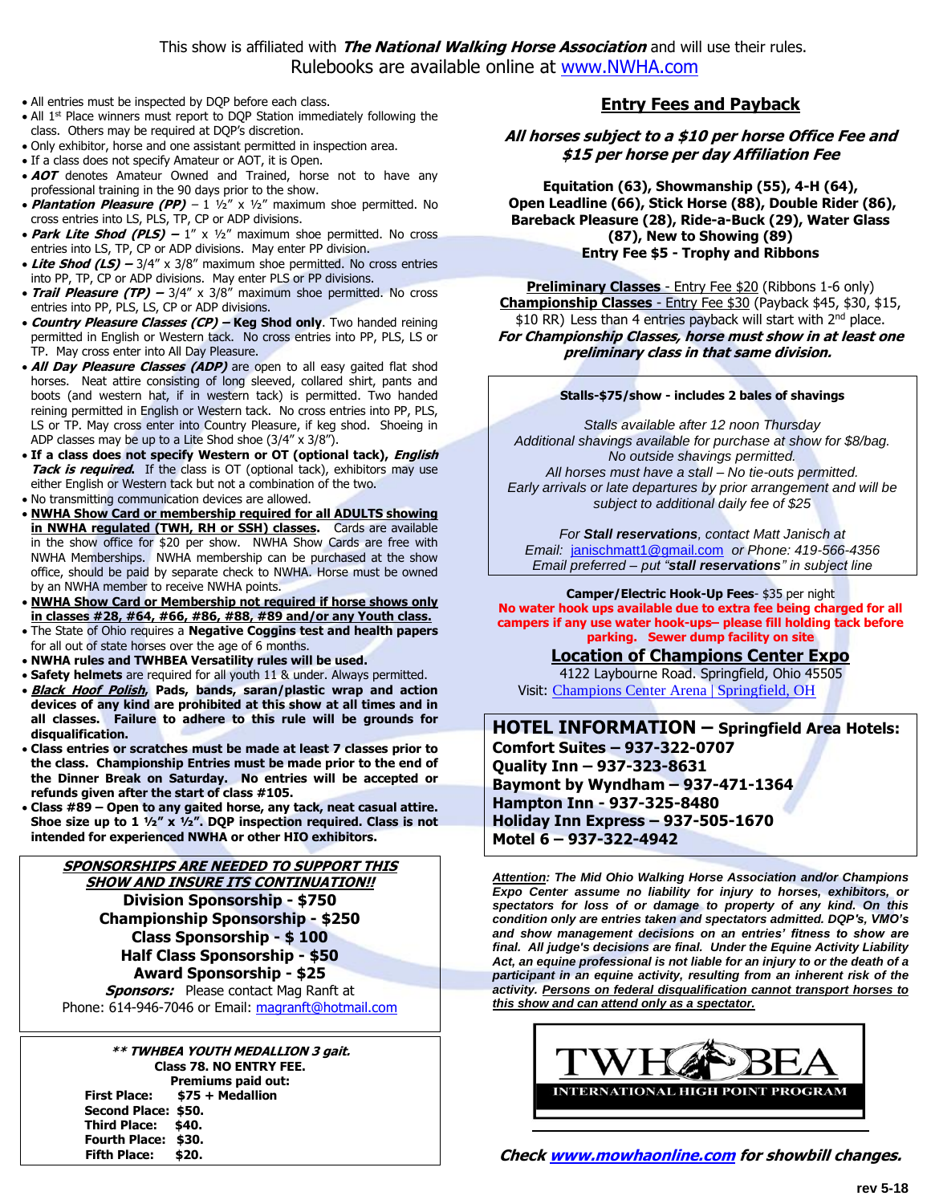This show is affiliated with ***The National Walking Horse Association*** and will use their rules.
Rulebooks are available online at www.NWHA.com

- All entries must be inspected by DQP before each class.
- All 1st Place winners must report to DQP Station immediately following the class. Others may be required at DQP's discretion.
- Only exhibitor, horse and one assistant permitted in inspection area.
- If a class does not specify Amateur or AOT, it is Open.
- ***AOT*** denotes Amateur Owned and Trained, horse not to have any professional training in the 90 days prior to the show.
- ***Plantation Pleasure (PP)*** – 1 ½" x ½" maximum shoe permitted. No cross entries into LS, PLS, TP, CP or ADP divisions.
- ***Park Lite Shod (PLS) –*** 1" x ½" maximum shoe permitted. No cross entries into LS, TP, CP or ADP divisions. May enter PP division.
- ***Lite Shod (LS) –*** 3/4" x 3/8" maximum shoe permitted. No cross entries into PP, TP, CP or ADP divisions. May enter PLS or PP divisions.
- ***Trail Pleasure (TP) –*** 3/4" x 3/8" maximum shoe permitted. No cross entries into PP, PLS, LS, CP or ADP divisions.
- ***Country Pleasure Classes (CP) –*** **Keg Shod only**. Two handed reining permitted in English or Western tack. No cross entries into PP, PLS, LS or TP. May cross enter into All Day Pleasure.
- ***All Day Pleasure Classes (ADP)*** are open to all easy gaited flat shod horses. Neat attire consisting of long sleeved, collared shirt, pants and boots (and western hat, if in western tack) is permitted. Two handed reining permitted in English or Western tack. No cross entries into PP, PLS, LS or TP. May cross enter into Country Pleasure, if keg shod. Shoeing in ADP classes may be up to a Lite Shod shoe (3/4" x 3/8").
- **If a class does not specify Western or OT (optional tack), *English Tack is required.*** If the class is OT (optional tack), exhibitors may use either English or Western tack but not a combination of the two.
- No transmitting communication devices are allowed.
- **NWHA Show Card or membership required for all ADULTS showing in NWHA regulated (TWH, RH or SSH) classes.** Cards are available in the show office for $20 per show. NWHA Show Cards are free with NWHA Memberships. NWHA membership can be purchased at the show office, should be paid by separate check to NWHA. Horse must be owned by an NWHA member to receive NWHA points.
- **NWHA Show Card or Membership not required if horse shows only in classes #28, #64, #66, #86, #88, #89 and/or any Youth class.**
- The State of Ohio requires a **Negative Coggins test and health papers** for all out of state horses over the age of 6 months.
- **NWHA rules and TWHBEA Versatility rules will be used.**
- **Safety helmets** are required for all youth 11 & under. Always permitted.
- ***Black Hoof Polish*, Pads, bands, saran/plastic wrap and action devices of any kind are prohibited at this show at all times and in all classes. Failure to adhere to this rule will be grounds for disqualification.**
- **Class entries or scratches must be made at least 7 classes prior to the class. Championship Entries must be made prior to the end of the Dinner Break on Saturday. No entries will be accepted or refunds given after the start of class #105.**
- **Class #89 – Open to any gaited horse, any tack, neat casual attire. Shoe size up to 1 ½" x ½". DQP inspection required. Class is not intended for experienced NWHA or other HIO exhibitors.**

***SPONSORSHIPS ARE NEEDED TO SUPPORT THIS SHOW AND INSURE ITS CONTINUATION!!***

**Division Sponsorship - $750**
**Championship Sponsorship - $250**
**Class Sponsorship - $ 100**
**Half Class Sponsorship - $50**
**Award Sponsorship - $25**

***Sponsors:*** Please contact Mag Ranft at
Phone: 614-946-7046 or Email: magranft@hotmail.com

***** TWHBEA YOUTH MEDALLION 3 gait.***
**Class 78. NO ENTRY FEE.**
**Premiums paid out:**

| | |
|---|---|
| **First Place:** | **$75 + Medallion** |
| **Second Place:** | **$50.** |
| **Third Place:** | **$40.** |
| **Fourth Place:** | **$30.** |
| **Fifth Place:** | **$20.** |

## Entry Fees and Payback

***All horses subject to a $10 per horse Office Fee and $15 per horse per day Affiliation Fee***

**Equitation (63), Showmanship (55), 4-H (64), Open Leadline (66), Stick Horse (88), Double Rider (86), Bareback Pleasure (28), Ride-a-Buck (29), Water Glass (87), New to Showing (89)**
**Entry Fee $5 - Trophy and Ribbons**

**Preliminary Classes** - Entry Fee $20 (Ribbons 1-6 only)
**Championship Classes** - Entry Fee $30 (Payback $45, $30, $15, $10 RR) Less than 4 entries payback will start with 2nd place.
***For Championship Classes, horse must show in at least one preliminary class in that same division.***

**Stalls-$75/show - includes 2 bales of shavings**

*Stalls available after 12 noon Thursday*
*Additional shavings available for purchase at show for $8/bag.*
*No outside shavings permitted.*
*All horses must have a stall – No tie-outs permitted.*
*Early arrivals or late departures by prior arrangement and will be subject to additional daily fee of $25*

*For **Stall reservations**, contact Matt Janisch at*
*Email:* janischmatt1@gmail.com *or Phone: 419-566-4356*
*Email preferred – put "**stall reservations**" in subject line*

**Camper/Electric Hook-Up Fees**- $35 per night
**No water hook ups available due to extra fee being charged for all campers if any use water hook-ups– please fill holding tack before parking. Sewer dump facility on site**

## Location of Champions Center Expo

4122 Laybourne Road. Springfield, Ohio 45505
Visit: Champions Center Arena | Springfield, OH

**HOTEL INFORMATION – Springfield Area Hotels:**
**Comfort Suites – 937-322-0707**
**Quality Inn – 937-323-8631**
**Baymont by Wyndham – 937-471-1364**
**Hampton Inn - 937-325-8480**
**Holiday Inn Express – 937-505-1670**
**Motel 6 – 937-322-4942**

***Attention**: The Mid Ohio Walking Horse Association and/or Champions Expo Center assume no liability for injury to horses, exhibitors, or spectators for loss of or damage to property of any kind. On this condition only are entries taken and spectators admitted. DQP's, VMO's and show management decisions on an entries' fitness to show are final. All judge's decisions are final. Under the Equine Activity Liability Act, an equine professional is not liable for an injury or the death of a participant in an equine activity, resulting from an inherent risk of the activity. Persons on federal disqualification cannot transport horses to this show and can attend only as a spectator.*

TWHBEA
INTERNATIONAL HIGH POINT PROGRAM

***Check www.mowhaonline.com for showbill changes.***

rev 5-18